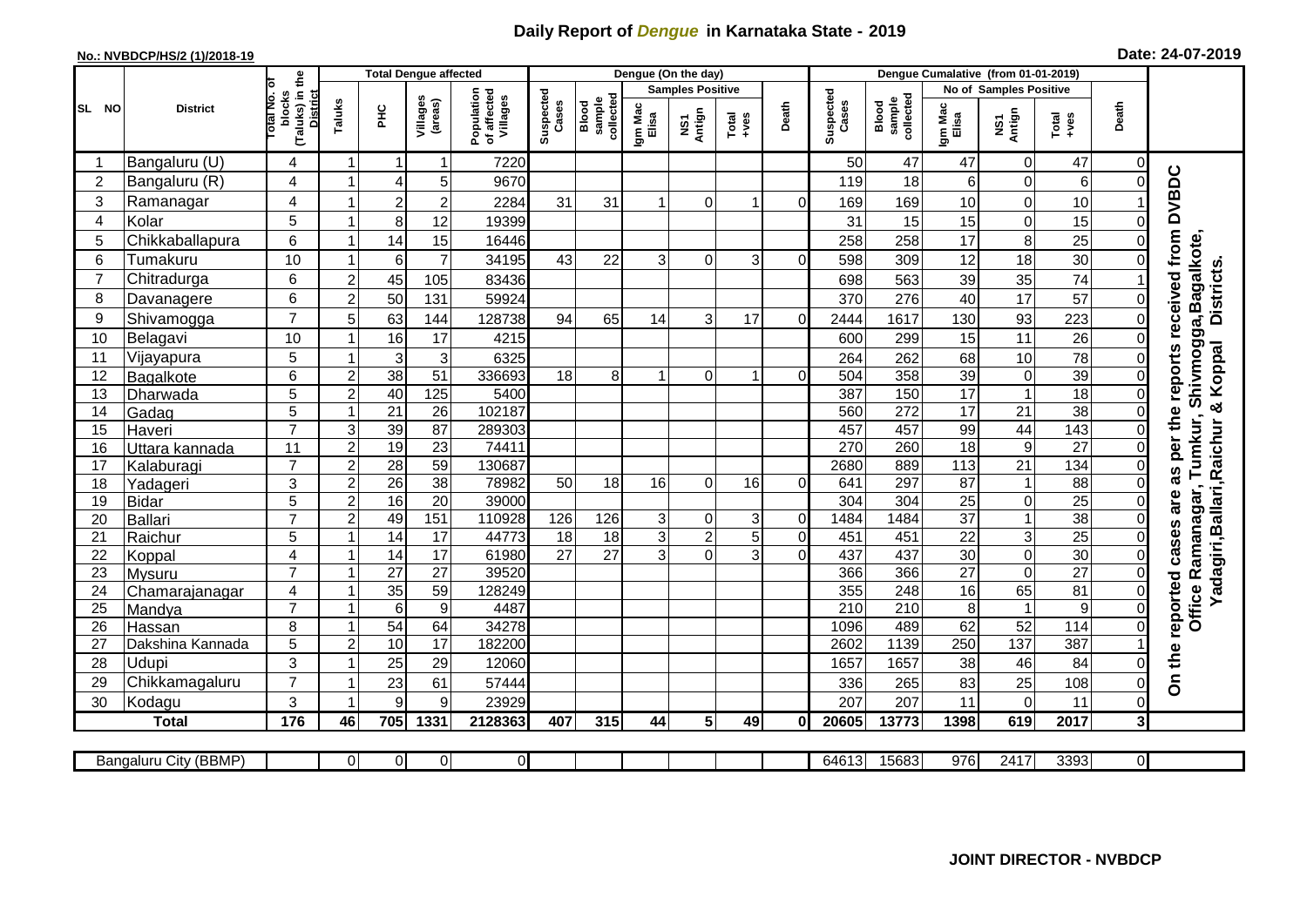# Daily Report of *Dengue* in Karnataka State - 2019

**No.: NVBDCP/HS/2 (1)/2018-19**

**Date: 24-07-2019**

| SL NO | District | Total No. of blocks (Taluks) in the District | Total Dengue affected | | | | Dengue (On the day) | | | | | | | Dengue Cumalative (from 01-01-2019) | | | | | | | |
|---|---|---|---|---|---|---|---|---|---|---|---|---|---|---|---|---|---|---|---|---|
| | | | Taluks | PHC | Villages (areas) | Population of affected Villages | Suspected Cases | Blood sample collected | Samples Positive | | | Death | Suspected Cases | Blood sample collected | No of Samples Positive | | | Death | |
| | | | | | | | | | Igm Mac Elisa | NS1 Antign | Total +ves | | | | Igm Mac Elisa | NS1 Antign | Total +ves | | |
| 1 | Bangaluru (U) | 4 | 1 | 1 | 1 | 7220 | | | | | | | 50 | 47 | 47 | 0 | 47 | 0 | On the reported cases are as per the reports received from DVBDC Office Ramanagar, Tumkur, Shivmogga,Bagalkote, Yadagiri,Ballari,Raichur & Koppal Districts. |
| 2 | Bangaluru (R) | 4 | 1 | 4 | 5 | 9670 | | | | | | | 119 | 18 | 6 | 0 | 6 | 0 | |
| 3 | Ramanagar | 4 | 1 | 2 | 2 | 2284 | 31 | 31 | 1 | 0 | 1 | 0 | 169 | 169 | 10 | 0 | 10 | 1 | |
| 4 | Kolar | 5 | 1 | 8 | 12 | 19399 | | | | | | | 31 | 15 | 15 | 0 | 15 | 0 | |
| 5 | Chikkaballapura | 6 | 1 | 14 | 15 | 16446 | | | | | | | 258 | 258 | 17 | 8 | 25 | 0 | |
| 6 | Tumakuru | 10 | 1 | 6 | 7 | 34195 | 43 | 22 | 3 | 0 | 3 | 0 | 598 | 309 | 12 | 18 | 30 | 0 | |
| 7 | Chitradurga | 6 | 2 | 45 | 105 | 83436 | | | | | | | 698 | 563 | 39 | 35 | 74 | 1 | |
| 8 | Davanagere | 6 | 2 | 50 | 131 | 59924 | | | | | | | 370 | 276 | 40 | 17 | 57 | 0 | |
| 9 | Shivamogga | 7 | 5 | 63 | 144 | 128738 | 94 | 65 | 14 | 3 | 17 | 0 | 2444 | 1617 | 130 | 93 | 223 | 0 | |
| 10 | Belagavi | 10 | 1 | 16 | 17 | 4215 | | | | | | | 600 | 299 | 15 | 11 | 26 | 0 | |
| 11 | Vijayapura | 5 | 1 | 3 | 3 | 6325 | | | | | | | 264 | 262 | 68 | 10 | 78 | 0 | |
| 12 | Bagalkote | 6 | 2 | 38 | 51 | 336693 | 18 | 8 | 1 | 0 | 1 | 0 | 504 | 358 | 39 | 0 | 39 | 0 | |
| 13 | Dharwada | 5 | 2 | 40 | 125 | 5400 | | | | | | | 387 | 150 | 17 | 1 | 18 | 0 | |
| 14 | Gadag | 5 | 1 | 21 | 26 | 102187 | | | | | | | 560 | 272 | 17 | 21 | 38 | 0 | |
| 15 | Haveri | 7 | 3 | 39 | 87 | 289303 | | | | | | | 457 | 457 | 99 | 44 | 143 | 0 | |
| 16 | Uttara kannada | 11 | 2 | 19 | 23 | 74411 | | | | | | | 270 | 260 | 18 | 9 | 27 | 0 | |
| 17 | Kalaburagi | 7 | 2 | 28 | 59 | 130687 | | | | | | | 2680 | 889 | 113 | 21 | 134 | 0 | |
| 18 | Yadageri | 3 | 2 | 26 | 38 | 78982 | 50 | 18 | 16 | 0 | 16 | 0 | 641 | 297 | 87 | 1 | 88 | 0 | |
| 19 | Bidar | 5 | 2 | 16 | 20 | 39000 | | | | | | | 304 | 304 | 25 | 0 | 25 | 0 | |
| 20 | Ballari | 7 | 2 | 49 | 151 | 110928 | 126 | 126 | 3 | 0 | 3 | 0 | 1484 | 1484 | 37 | 1 | 38 | 0 | |
| 21 | Raichur | 5 | 1 | 14 | 17 | 44773 | 18 | 18 | 3 | 2 | 5 | 0 | 451 | 451 | 22 | 3 | 25 | 0 | |
| 22 | Koppal | 4 | 1 | 14 | 17 | 61980 | 27 | 27 | 3 | 0 | 3 | 0 | 437 | 437 | 30 | 0 | 30 | 0 | |
| 23 | Mysuru | 7 | 1 | 27 | 27 | 39520 | | | | | | | 366 | 366 | 27 | 0 | 27 | 0 | |
| 24 | Chamarajanagar | 4 | 1 | 35 | 59 | 128249 | | | | | | | 355 | 248 | 16 | 65 | 81 | 0 | |
| 25 | Mandya | 7 | 1 | 6 | 9 | 4487 | | | | | | | 210 | 210 | 8 | 1 | 9 | 0 | |
| 26 | Hassan | 8 | 1 | 54 | 64 | 34278 | | | | | | | 1096 | 489 | 62 | 52 | 114 | 0 | |
| 27 | Dakshina Kannada | 5 | 2 | 10 | 17 | 182200 | | | | | | | 2602 | 1139 | 250 | 137 | 387 | 1 | |
| 28 | Udupi | 3 | 1 | 25 | 29 | 12060 | | | | | | | 1657 | 1657 | 38 | 46 | 84 | 0 | |
| 29 | Chikkamagaluru | 7 | 1 | 23 | 61 | 57444 | | | | | | | 336 | 265 | 83 | 25 | 108 | 0 | |
| 30 | Kodagu | 3 | 1 | 9 | 9 | 23929 | | | | | | | 207 | 207 | 11 | 0 | 11 | 0 | |
| | **Total** | **176** | **46** | **705** | **1331** | **2128363** | **407** | **315** | **44** | **5** | **49** | **0** | **20605** | **13773** | **1398** | **619** | **2017** | **3** | |

| Bangaluru City (BBMP) | | 0 | 0 | 0 | 0 | | | | | | | 64613 | 15683 | 976 | 2417 | 3393 | 0 |
|---|---|---|---|---|---|---|---|---|---|---|---|---|---|---|---|---|---|

**JOINT DIRECTOR - NVBDCP**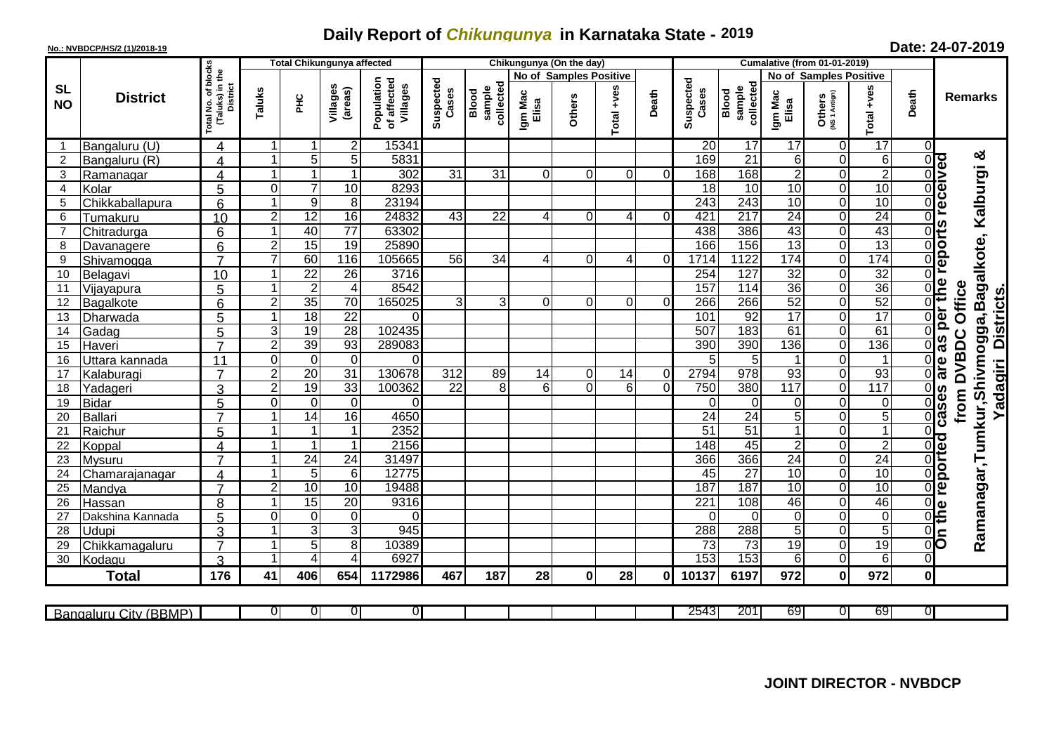# Daily Report of *Chikungunya* in Karnataka State - 2019

**No.: NVBDCP/HS/2 (1)/2018-19**

**Date: 24-07-2019**

| SL NO | District | Total No. of blocks (Taluks) in the District | Total Chikungunya affected | | | | Chikungunya (On the day) | | | | | | | Cumalative (from 01-01-2019) | | | | | | | Remarks |
|---|---|---|---|---|---|---|---|---|---|---|---|---|---|---|---|---|---|---|---|---|---|
| | | | Taluks | PHC | Villages (areas) | Population of affected Villages | Suspected Cases | Blood sample collected | No of Samples Positive | | | Death | Suspected Cases | Blood sample collected | No of Samples Positive | | | Death | |
| | | | | | | | | | Igm Mac Elisa | Others | Total +ves | | | | Igm Mac Elisa | Others (NS 1 Antign) | Total +ves | | |
| 1 | Bangaluru (U) | 4 | 1 | 1 | 2 | 15341 | | | | | | | 20 | 17 | 17 | 0 | 17 | 0 | On the reported cases are as per the reports received from DVBDC Office Ramanagar,Tumkur,Shivmogga,Bagalkote, Kalburgi & Yadagiri Districts. |
| 2 | Bangaluru (R) | 4 | 1 | 5 | 5 | 5831 | | | | | | | 169 | 21 | 6 | 0 | 6 | 0 | |
| 3 | Ramanagar | 4 | 1 | 1 | 1 | 302 | 31 | 31 | 0 | 0 | 0 | 0 | 168 | 168 | 2 | 0 | 2 | 0 | |
| 4 | Kolar | 5 | 0 | 7 | 10 | 8293 | | | | | | | 18 | 10 | 10 | 0 | 10 | 0 | |
| 5 | Chikkaballapura | 6 | 1 | 9 | 8 | 23194 | | | | | | | 243 | 243 | 10 | 0 | 10 | 0 | |
| 6 | Tumakuru | 10 | 2 | 12 | 16 | 24832 | 43 | 22 | 4 | 0 | 4 | 0 | 421 | 217 | 24 | 0 | 24 | 0 | |
| 7 | Chitradurga | 6 | 1 | 40 | 77 | 63302 | | | | | | | 438 | 386 | 43 | 0 | 43 | 0 | |
| 8 | Davanagere | 6 | 2 | 15 | 19 | 25890 | | | | | | | 166 | 156 | 13 | 0 | 13 | 0 | |
| 9 | Shivamogga | 7 | 7 | 60 | 116 | 105665 | 56 | 34 | 4 | 0 | 4 | 0 | 1714 | 1122 | 174 | 0 | 174 | 0 | |
| 10 | Belagavi | 10 | 1 | 22 | 26 | 3716 | | | | | | | 254 | 127 | 32 | 0 | 32 | 0 | |
| 11 | Vijayapura | 5 | 1 | 2 | 4 | 8542 | | | | | | | 157 | 114 | 36 | 0 | 36 | 0 | |
| 12 | Bagalkote | 6 | 2 | 35 | 70 | 165025 | 3 | 3 | 0 | 0 | 0 | 0 | 266 | 266 | 52 | 0 | 52 | 0 | |
| 13 | Dharwada | 5 | 1 | 18 | 22 | 0 | | | | | | | 101 | 92 | 17 | 0 | 17 | 0 | |
| 14 | Gadag | 5 | 3 | 19 | 28 | 102435 | | | | | | | 507 | 183 | 61 | 0 | 61 | 0 | |
| 15 | Haveri | 7 | 2 | 39 | 93 | 289083 | | | | | | | 390 | 390 | 136 | 0 | 136 | 0 | |
| 16 | Uttara kannada | 11 | 0 | 0 | 0 | 0 | | | | | | | 5 | 5 | 1 | 0 | 1 | 0 | |
| 17 | Kalaburagi | 7 | 2 | 20 | 31 | 130678 | 312 | 89 | 14 | 0 | 14 | 0 | 2794 | 978 | 93 | 0 | 93 | 0 | |
| 18 | Yadageri | 3 | 2 | 19 | 33 | 100362 | 22 | 8 | 6 | 0 | 6 | 0 | 750 | 380 | 117 | 0 | 117 | 0 | |
| 19 | Bidar | 5 | 0 | 0 | 0 | 0 | | | | | | | 0 | 0 | 0 | 0 | 0 | 0 | |
| 20 | Ballari | 7 | 1 | 14 | 16 | 4650 | | | | | | | 24 | 24 | 5 | 0 | 5 | 0 | |
| 21 | Raichur | 5 | 1 | 1 | 1 | 2352 | | | | | | | 51 | 51 | 1 | 0 | 1 | 0 | |
| 22 | Koppal | 4 | 1 | 1 | 1 | 2156 | | | | | | | 148 | 45 | 2 | 0 | 2 | 0 | |
| 23 | Mysuru | 7 | 1 | 24 | 24 | 31497 | | | | | | | 366 | 366 | 24 | 0 | 24 | 0 | |
| 24 | Chamarajanagar | 4 | 1 | 5 | 6 | 12775 | | | | | | | 45 | 27 | 10 | 0 | 10 | 0 | |
| 25 | Mandya | 7 | 2 | 10 | 10 | 19488 | | | | | | | 187 | 187 | 10 | 0 | 10 | 0 | |
| 26 | Hassan | 8 | 1 | 15 | 20 | 9316 | | | | | | | 221 | 108 | 46 | 0 | 46 | 0 | |
| 27 | Dakshina Kannada | 5 | 0 | 0 | 0 | 0 | | | | | | | 0 | 0 | 0 | 0 | 0 | 0 | |
| 28 | Udupi | 3 | 1 | 3 | 3 | 945 | | | | | | | 288 | 288 | 5 | 0 | 5 | 0 | |
| 29 | Chikkamagaluru | 7 | 1 | 5 | 8 | 10389 | | | | | | | 73 | 73 | 19 | 0 | 19 | 0 | |
| 30 | Kodagu | 3 | 1 | 4 | 4 | 6927 | | | | | | | 153 | 153 | 6 | 0 | 6 | 0 | |
| | **Total** | **176** | **41** | **406** | **654** | **1172986** | **467** | **187** | **28** | **0** | **28** | **0** | **10137** | **6197** | **972** | **0** | **972** | **0** | |
| | Bangaluru City (BBMP) | | 0 | 0 | 0 | 0 | | | | | | | 2543 | 201 | 69 | 0 | 69 | 0 | |

**JOINT DIRECTOR - NVBDCP**